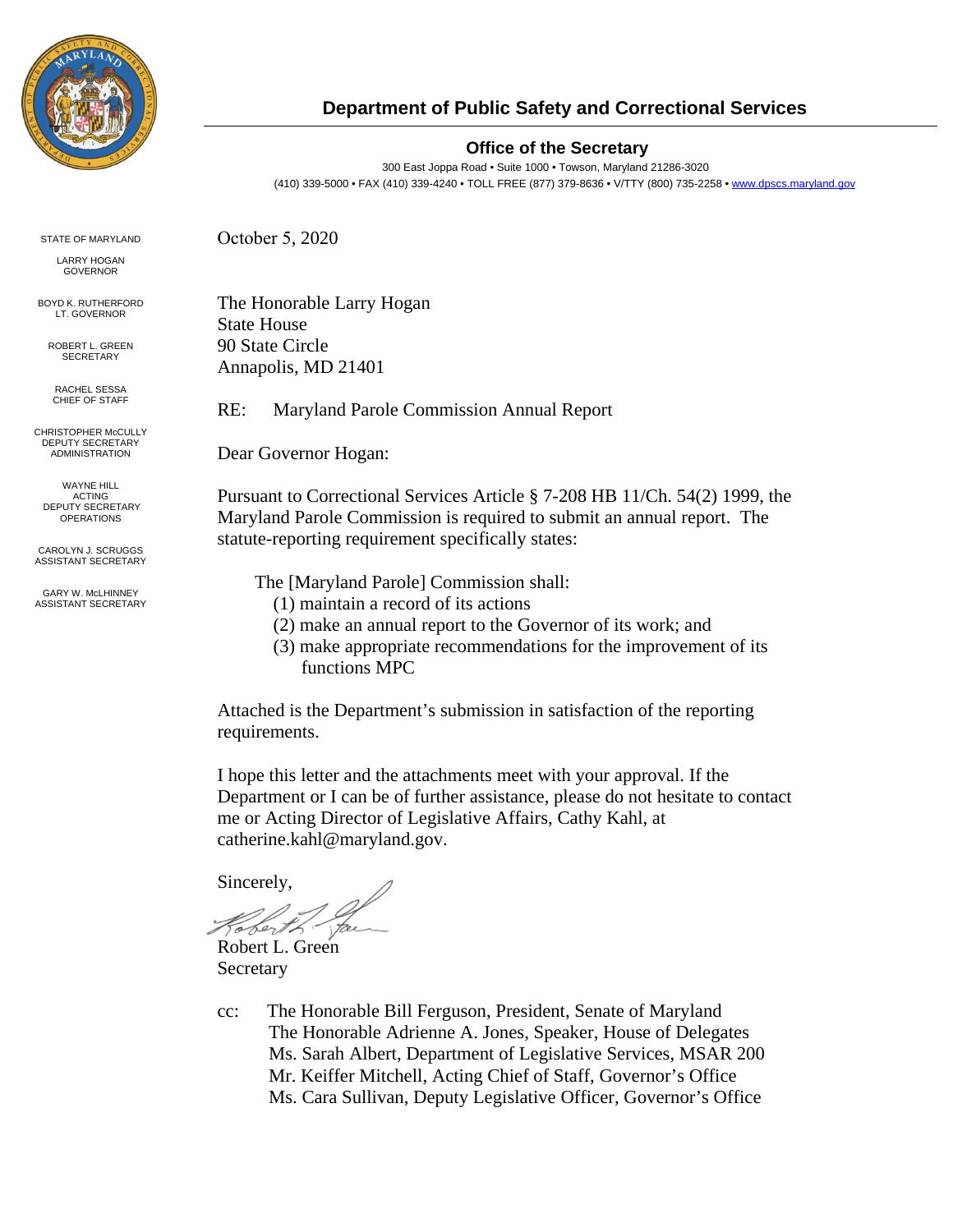# Department of Public Safety and Correctional Services

**Office of the Secretary**

300 East Joppa Road • Suite 1000 • Towson, Maryland 21286-3020

(410) 339-5000 • FAX (410) 339-4240 • TOLL FREE (877) 379-8636 • V/TTY (800) 735-2258 • www.dpscs.maryland.gov

STATE OF MARYLAND

LARRY HOGAN
GOVERNOR

BOYD K. RUTHERFORD
LT. GOVERNOR

ROBERT L. GREEN
SECRETARY

RACHEL SESSA
CHIEF OF STAFF

CHRISTOPHER McCULLY
DEPUTY SECRETARY
ADMINISTRATION

WAYNE HILL
ACTING
DEPUTY SECRETARY
OPERATIONS

CAROLYN J. SCRUGGS
ASSISTANT SECRETARY

GARY W. McHINNEY
ASSISTANT SECRETARY

October 5, 2020

The Honorable Larry Hogan
State House
90 State Circle
Annapolis, MD 21401

RE: Maryland Parole Commission Annual Report

Dear Governor Hogan:

Pursuant to Correctional Services Article § 7-208 HB 11/Ch. 54(2) 1999, the Maryland Parole Commission is required to submit an annual report. The statute-reporting requirement specifically states:

> The [Maryland Parole] Commission shall:
> (1) maintain a record of its actions
> (2) make an annual report to the Governor of its work; and
> (3) make appropriate recommendations for the improvement of its functions MPC

Attached is the Department's submission in satisfaction of the reporting requirements.

I hope this letter and the attachments meet with your approval. If the Department or I can be of further assistance, please do not hesitate to contact me or Acting Director of Legislative Affairs, Cathy Kahl, at catherine.kahl@maryland.gov.

Sincerely,

Robert L. Green
Secretary

cc: The Honorable Bill Ferguson, President, Senate of Maryland
The Honorable Adrienne A. Jones, Speaker, House of Delegates
Ms. Sarah Albert, Department of Legislative Services, MSAR 200
Mr. Keiffer Mitchell, Acting Chief of Staff, Governor's Office
Ms. Cara Sullivan, Deputy Legislative Officer, Governor's Office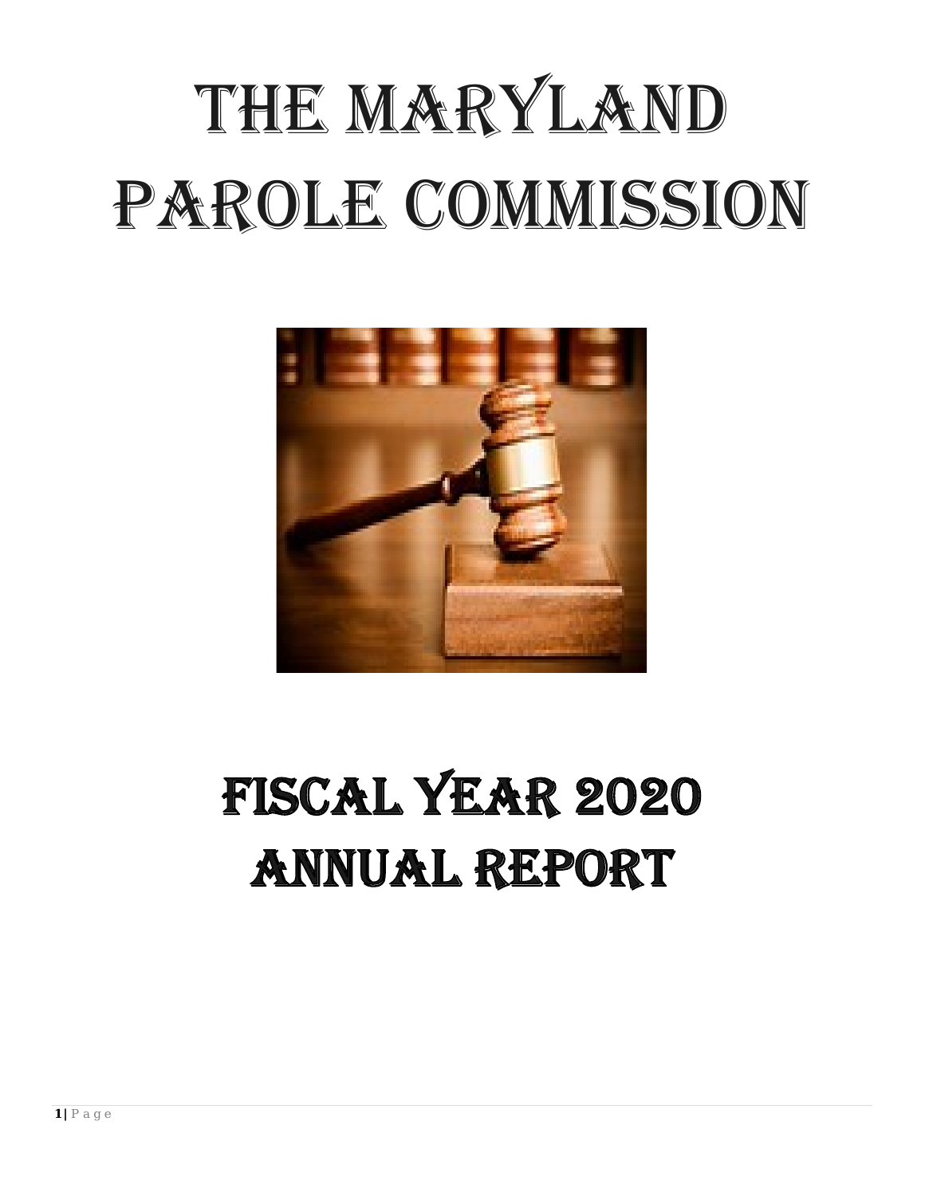# The Maryland Parole Commission

# Fiscal Year 2020 Annual Report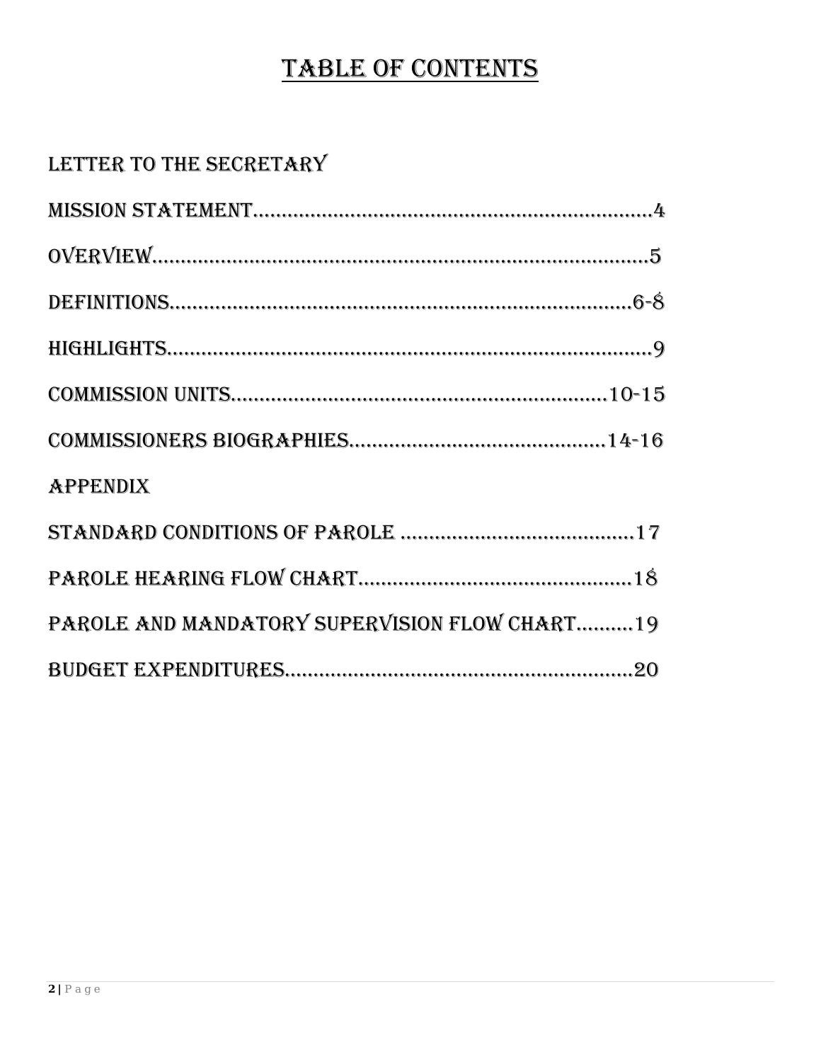# TABLE OF CONTENTS

LETTER TO THE SECRETARY

MISSION STATEMENT.........................................................................4

OVERVIEW.........................................................................................5

DEFINITIONS...................................................................................6-8

HIGHLIGHTS.........................................................................................9

COMMISSION UNITS....................................................................10-15

COMMISSIONERS BIOGRAPHIES...............................................14-16

APPENDIX

STANDARD CONDITIONS OF PAROLE ...........................................17

PAROLE HEARING FLOW CHART.................................................18

PAROLE AND MANDATORY SUPERVISION FLOW CHART..........19

BUDGET EXPENDITURES...............................................................20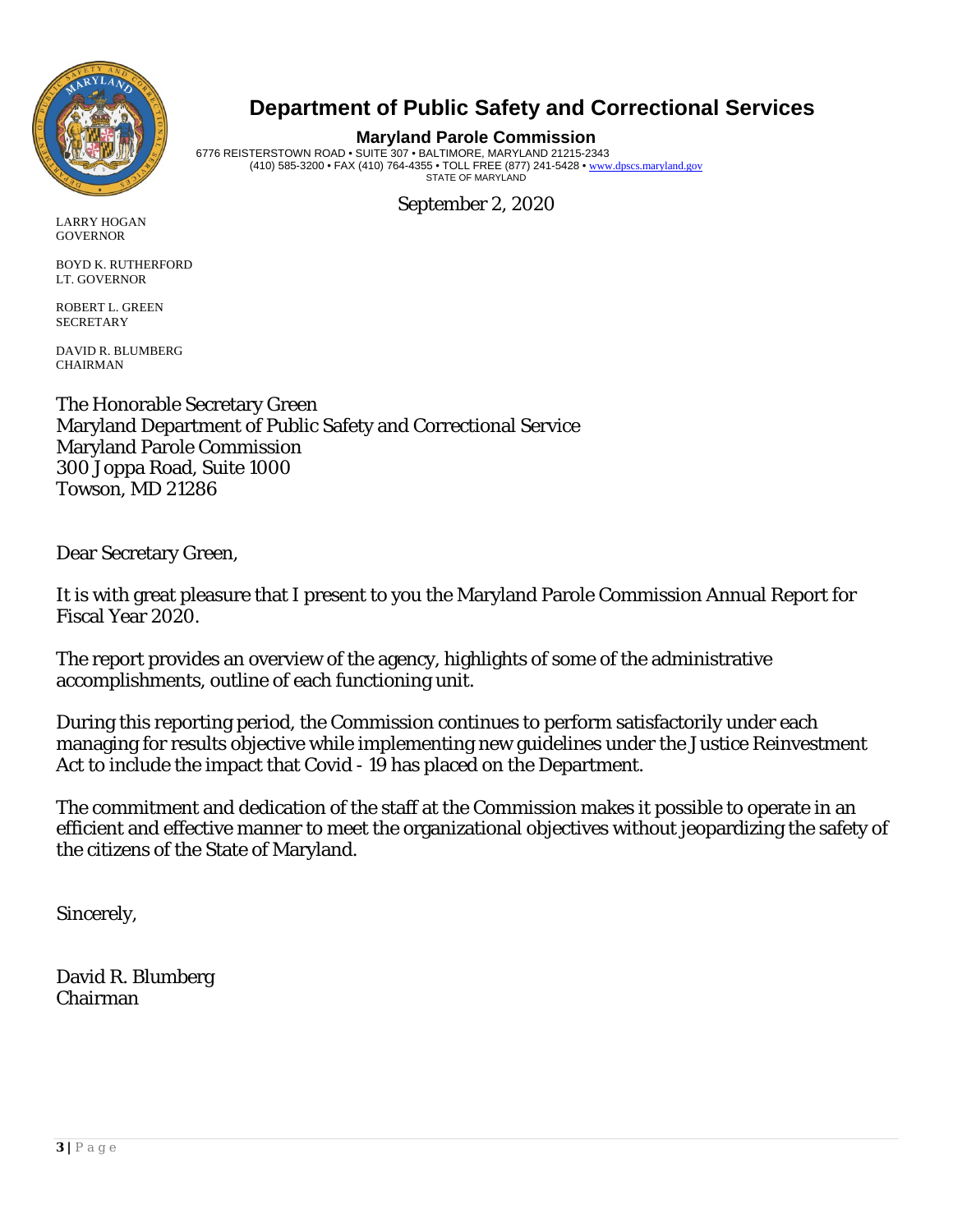# Department of Public Safety and Correctional Services

**Maryland Parole Commission**

6776 REISTERSTOWN ROAD • SUITE 307 • BALTIMORE, MARYLAND 21215-2343
(410) 585-3200 • FAX (410) 764-4355 • TOLL FREE (877) 241-5428 • www.dpscs.maryland.gov
STATE OF MARYLAND

September 2, 2020

LARRY HOGAN
GOVERNOR

BOYD K. RUTHERFORD
LT. GOVERNOR

ROBERT L. GREEN
SECRETARY

DAVID R. BLUMBERG
CHAIRMAN

The Honorable Secretary Green
Maryland Department of Public Safety and Correctional Service
Maryland Parole Commission
300 Joppa Road, Suite 1000
Towson, MD 21286

Dear Secretary Green,

It is with great pleasure that I present to you the Maryland Parole Commission Annual Report for Fiscal Year 2020.

The report provides an overview of the agency, highlights of some of the administrative accomplishments, outline of each functioning unit.

During this reporting period, the Commission continues to perform satisfactorily under each managing for results objective while implementing new guidelines under the Justice Reinvestment Act to include the impact that Covid - 19 has placed on the Department.

The commitment and dedication of the staff at the Commission makes it possible to operate in an efficient and effective manner to meet the organizational objectives without jeopardizing the safety of the citizens of the State of Maryland.

Sincerely,

David R. Blumberg
Chairman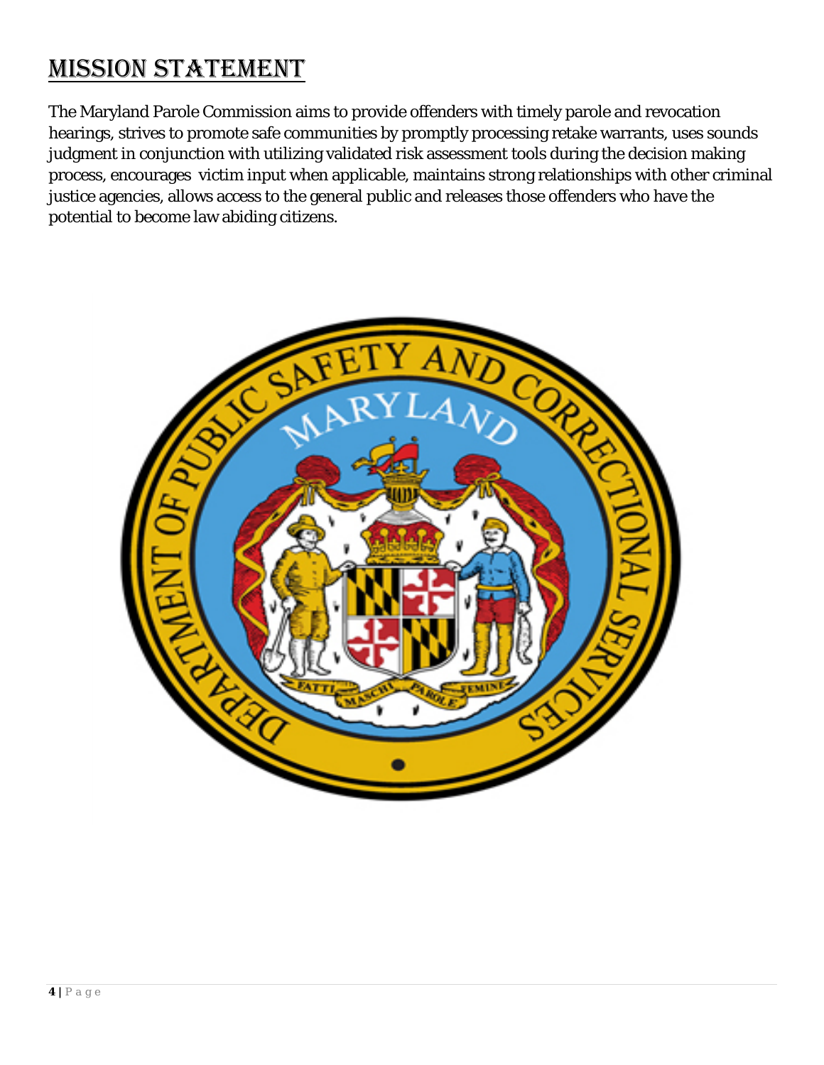# MISSION STATEMENT

The Maryland Parole Commission aims to provide offenders with timely parole and revocation hearings, strives to promote safe communities by promptly processing retake warrants, uses sounds judgment in conjunction with utilizing validated risk assessment tools during the decision making process, encourages victim input when applicable, maintains strong relationships with other criminal justice agencies, allows access to the general public and releases those offenders who have the potential to become law abiding citizens.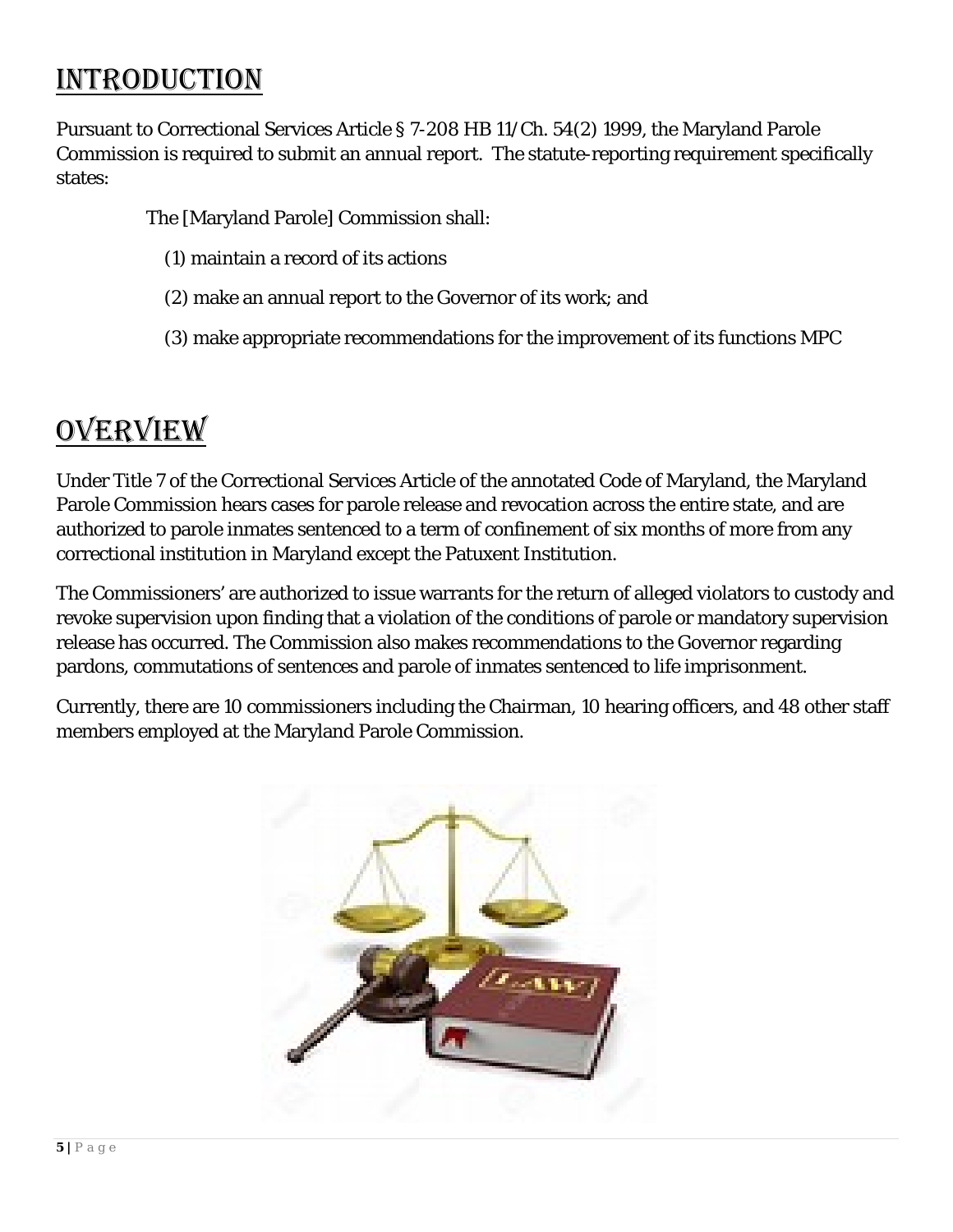# Introduction

Pursuant to Correctional Services Article § 7-208 HB 11/Ch. 54(2) 1999, the Maryland Parole Commission is required to submit an annual report. The statute-reporting requirement specifically states:

> The [Maryland Parole] Commission shall:
>
> (1) maintain a record of its actions
>
> (2) make an annual report to the Governor of its work; and
>
> (3) make appropriate recommendations for the improvement of its functions MPC

# Overview

Under Title 7 of the Correctional Services Article of the annotated Code of Maryland, the Maryland Parole Commission hears cases for parole release and revocation across the entire state, and are authorized to parole inmates sentenced to a term of confinement of six months of more from any correctional institution in Maryland except the Patuxent Institution.

The Commissioners' are authorized to issue warrants for the return of alleged violators to custody and revoke supervision upon finding that a violation of the conditions of parole or mandatory supervision release has occurred. The Commission also makes recommendations to the Governor regarding pardons, commutations of sentences and parole of inmates sentenced to life imprisonment.

Currently, there are 10 commissioners including the Chairman, 10 hearing officers, and 48 other staff members employed at the Maryland Parole Commission.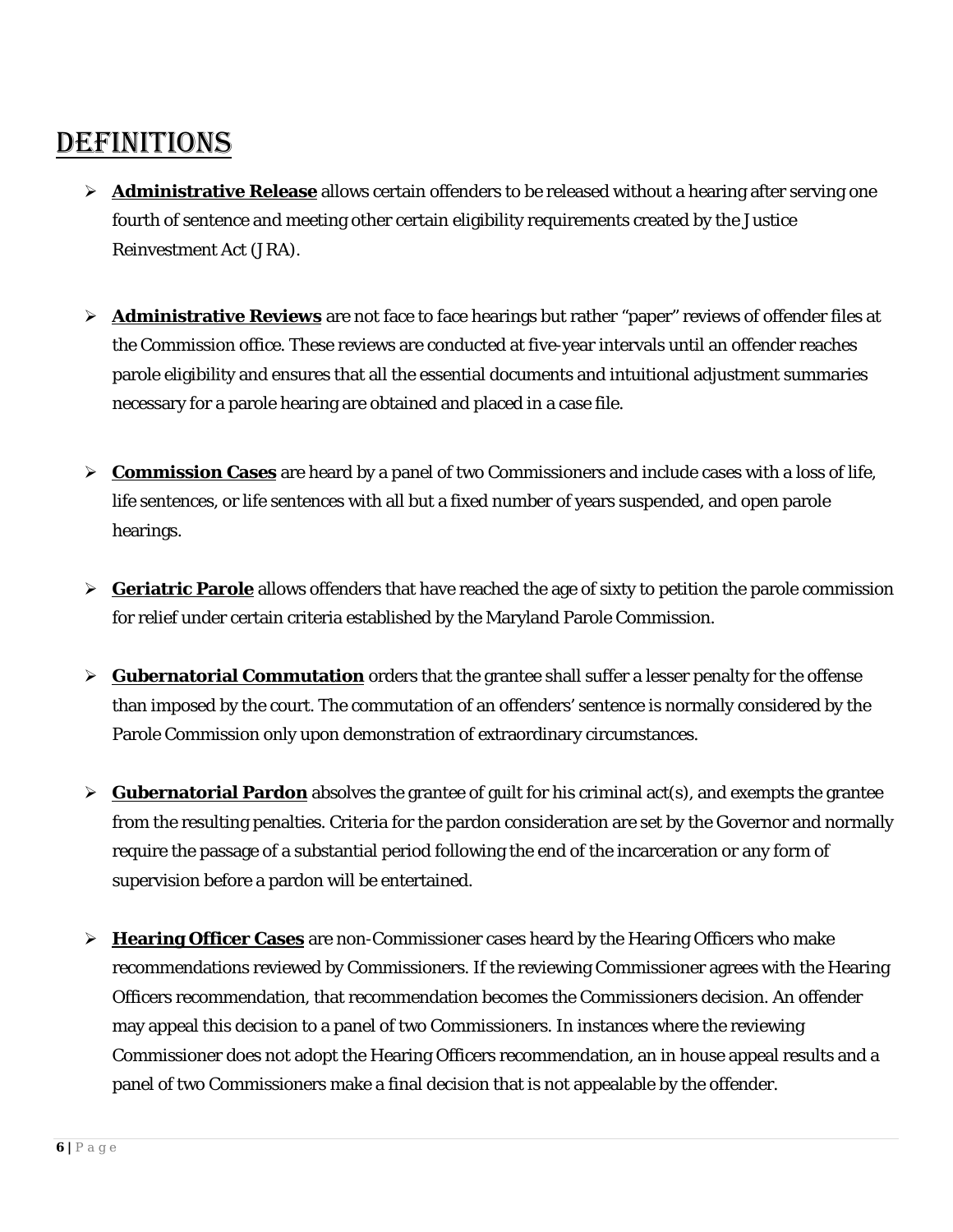# DEFINITIONS

- **Administrative Release** allows certain offenders to be released without a hearing after serving one fourth of sentence and meeting other certain eligibility requirements created by the Justice Reinvestment Act (JRA).

- **Administrative Reviews** are not face to face hearings but rather "paper" reviews of offender files at the Commission office. These reviews are conducted at five-year intervals until an offender reaches parole eligibility and ensures that all the essential documents and intuitional adjustment summaries necessary for a parole hearing are obtained and placed in a case file.

- **Commission Cases** are heard by a panel of two Commissioners and include cases with a loss of life, life sentences, or life sentences with all but a fixed number of years suspended, and open parole hearings.

- **Geriatric Parole** allows offenders that have reached the age of sixty to petition the parole commission for relief under certain criteria established by the Maryland Parole Commission.

- **Gubernatorial Commutation** orders that the grantee shall suffer a lesser penalty for the offense than imposed by the court. The commutation of an offenders' sentence is normally considered by the Parole Commission only upon demonstration of extraordinary circumstances.

- **Gubernatorial Pardon** absolves the grantee of guilt for his criminal act(s), and exempts the grantee from the resulting penalties. Criteria for the pardon consideration are set by the Governor and normally require the passage of a substantial period following the end of the incarceration or any form of supervision before a pardon will be entertained.

- **Hearing Officer Cases** are non-Commissioner cases heard by the Hearing Officers who make recommendations reviewed by Commissioners. If the reviewing Commissioner agrees with the Hearing Officers recommendation, that recommendation becomes the Commissioners decision. An offender may appeal this decision to a panel of two Commissioners. In instances where the reviewing Commissioner does not adopt the Hearing Officers recommendation, an in house appeal results and a panel of two Commissioners make a final decision that is not appealable by the offender.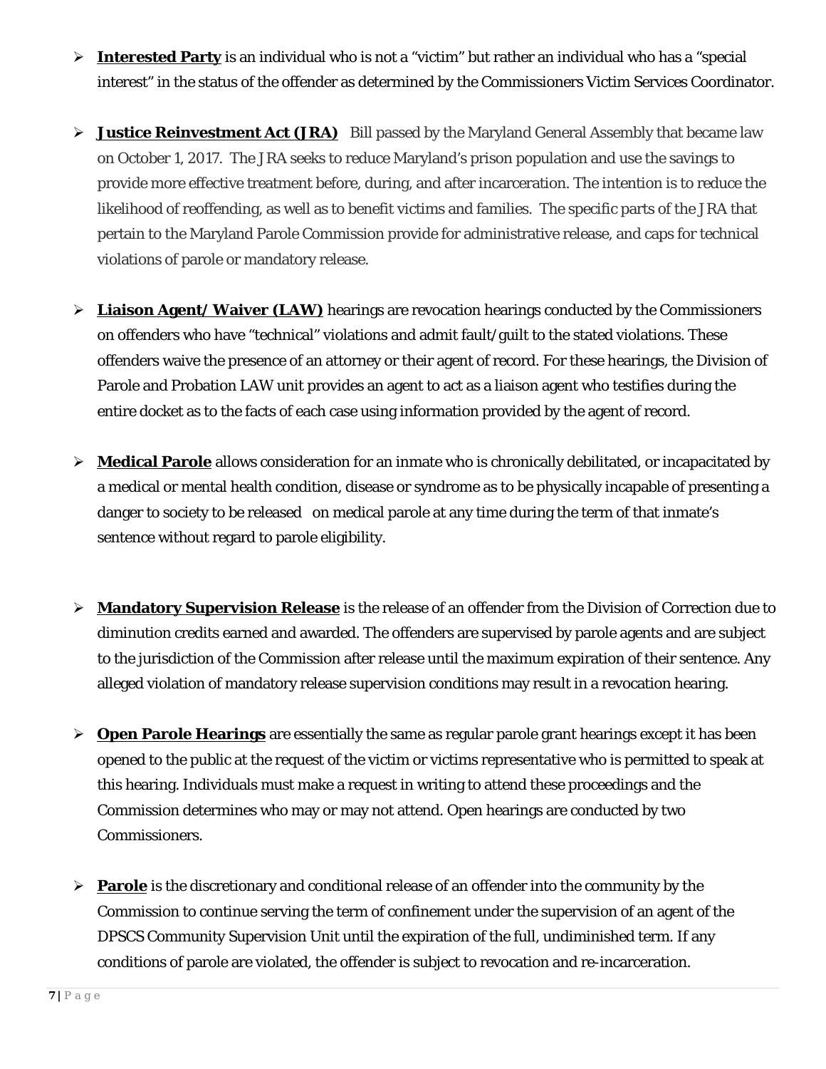- **Interested Party** is an individual who is not a "victim" but rather an individual who has a "special interest" in the status of the offender as determined by the Commissioners Victim Services Coordinator.

- **Justice Reinvestment Act (JRA)** Bill passed by the Maryland General Assembly that became law on October 1, 2017. The JRA seeks to reduce Maryland's prison population and use the savings to provide more effective treatment before, during, and after incarceration. The intention is to reduce the likelihood of reoffending, as well as to benefit victims and families. The specific parts of the JRA that pertain to the Maryland Parole Commission provide for administrative release, and caps for technical violations of parole or mandatory release.

- **Liaison Agent/ Waiver (LAW)** hearings are revocation hearings conducted by the Commissioners on offenders who have "technical" violations and admit fault/guilt to the stated violations. These offenders waive the presence of an attorney or their agent of record. For these hearings, the Division of Parole and Probation LAW unit provides an agent to act as a liaison agent who testifies during the entire docket as to the facts of each case using information provided by the agent of record.

- **Medical Parole** allows consideration for an inmate who is chronically debilitated, or incapacitated by a medical or mental health condition, disease or syndrome as to be physically incapable of presenting a danger to society to be released on medical parole at any time during the term of that inmate's sentence without regard to parole eligibility.

- **Mandatory Supervision Release** is the release of an offender from the Division of Correction due to diminution credits earned and awarded. The offenders are supervised by parole agents and are subject to the jurisdiction of the Commission after release until the maximum expiration of their sentence. Any alleged violation of mandatory release supervision conditions may result in a revocation hearing.

- **Open Parole Hearings** are essentially the same as regular parole grant hearings except it has been opened to the public at the request of the victim or victims representative who is permitted to speak at this hearing. Individuals must make a request in writing to attend these proceedings and the Commission determines who may or may not attend. Open hearings are conducted by two Commissioners.

- **Parole** is the discretionary and conditional release of an offender into the community by the Commission to continue serving the term of confinement under the supervision of an agent of the DPSCS Community Supervision Unit until the expiration of the full, undiminished term. If any conditions of parole are violated, the offender is subject to revocation and re-incarceration.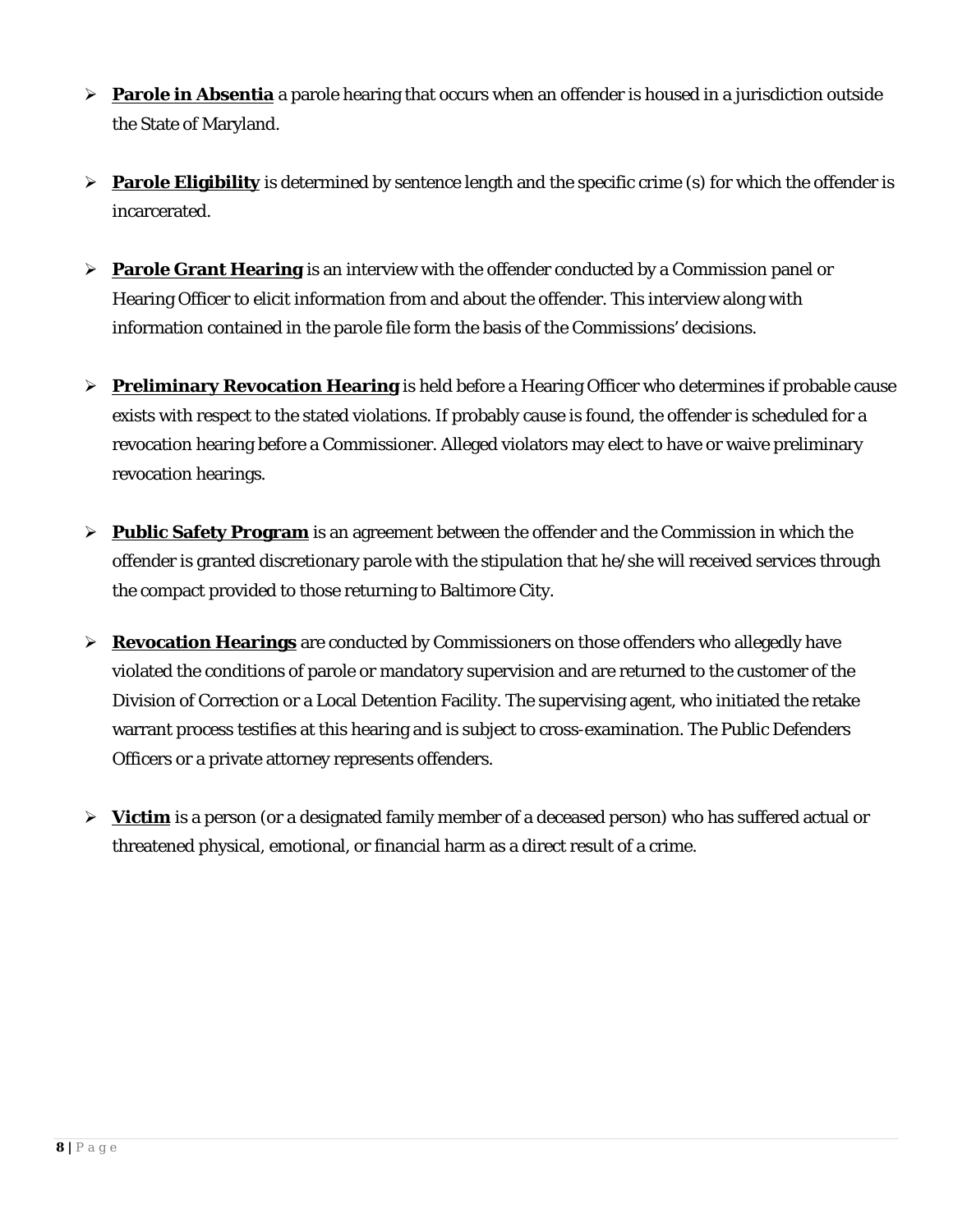- **Parole in Absentia** a parole hearing that occurs when an offender is housed in a jurisdiction outside the State of Maryland.

- **Parole Eligibility** is determined by sentence length and the specific crime (s) for which the offender is incarcerated.

- **Parole Grant Hearing** is an interview with the offender conducted by a Commission panel or Hearing Officer to elicit information from and about the offender. This interview along with information contained in the parole file form the basis of the Commissions' decisions.

- **Preliminary Revocation Hearing** is held before a Hearing Officer who determines if probable cause exists with respect to the stated violations. If probably cause is found, the offender is scheduled for a revocation hearing before a Commissioner. Alleged violators may elect to have or waive preliminary revocation hearings.

- **Public Safety Program** is an agreement between the offender and the Commission in which the offender is granted discretionary parole with the stipulation that he/she will received services through the compact provided to those returning to Baltimore City.

- **Revocation Hearings** are conducted by Commissioners on those offenders who allegedly have violated the conditions of parole or mandatory supervision and are returned to the customer of the Division of Correction or a Local Detention Facility. The supervising agent, who initiated the retake warrant process testifies at this hearing and is subject to cross-examination. The Public Defenders Officers or a private attorney represents offenders.

- **Victim** is a person (or a designated family member of a deceased person) who has suffered actual or threatened physical, emotional, or financial harm as a direct result of a crime.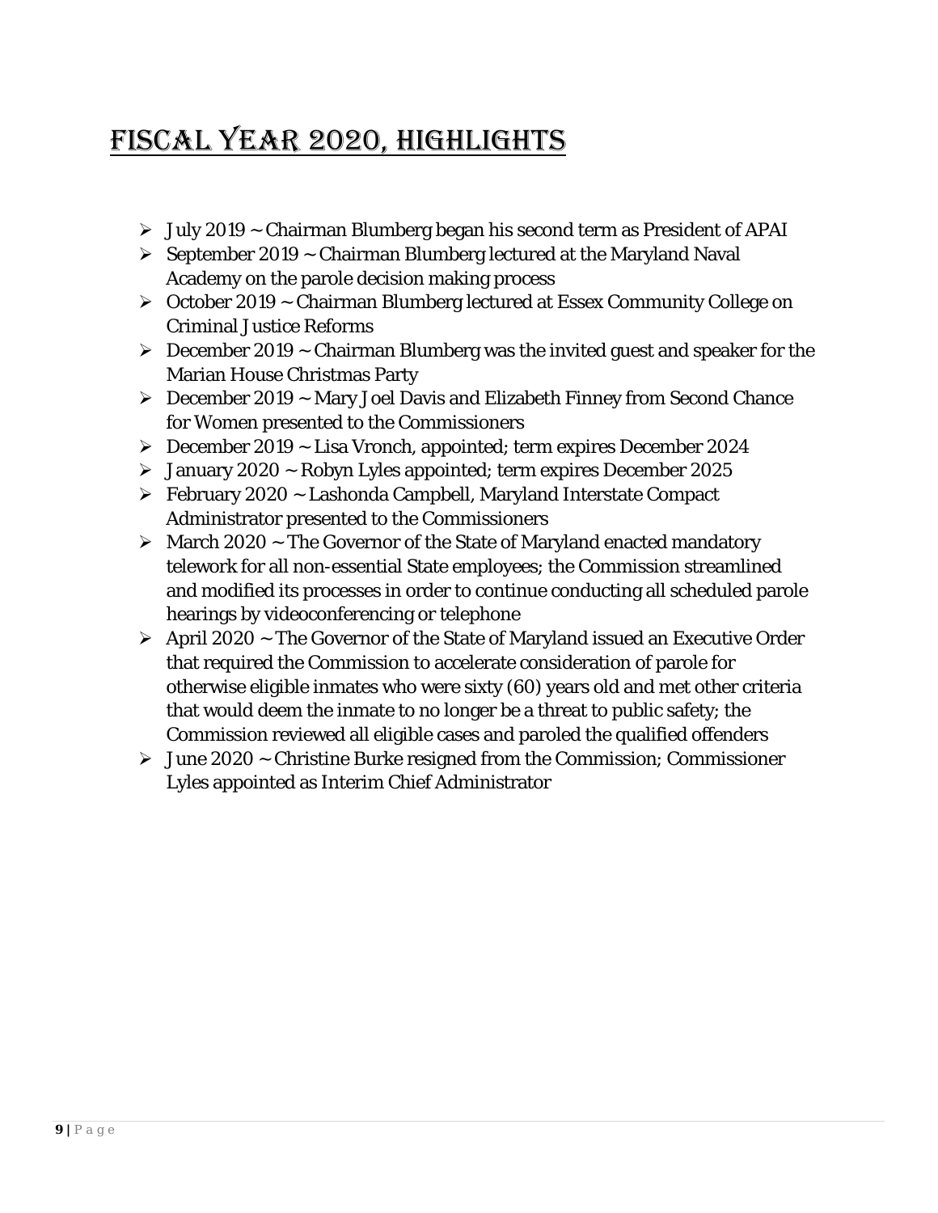# Fiscal Year 2020, Highlights

- July 2019 ~ Chairman Blumberg began his second term as President of APAI
- September 2019 ~ Chairman Blumberg lectured at the Maryland Naval Academy on the parole decision making process
- October 2019 ~ Chairman Blumberg lectured at Essex Community College on Criminal Justice Reforms
- December 2019 ~ Chairman Blumberg was the invited guest and speaker for the Marian House Christmas Party
- December 2019 ~ Mary Joel Davis and Elizabeth Finney from Second Chance for Women presented to the Commissioners
- December 2019 ~ Lisa Vronch, appointed; term expires December 2024
- January 2020 ~ Robyn Lyles appointed; term expires December 2025
- February 2020 ~ Lashonda Campbell, Maryland Interstate Compact Administrator presented to the Commissioners
- March 2020 ~ The Governor of the State of Maryland enacted mandatory telework for all non-essential State employees; the Commission streamlined and modified its processes in order to continue conducting all scheduled parole hearings by videoconferencing or telephone
- April 2020 ~ The Governor of the State of Maryland issued an Executive Order that required the Commission to accelerate consideration of parole for otherwise eligible inmates who were sixty (60) years old and met other criteria that would deem the inmate to no longer be a threat to public safety; the Commission reviewed all eligible cases and paroled the qualified offenders
- June 2020 ~ Christine Burke resigned from the Commission; Commissioner Lyles appointed as Interim Chief Administrator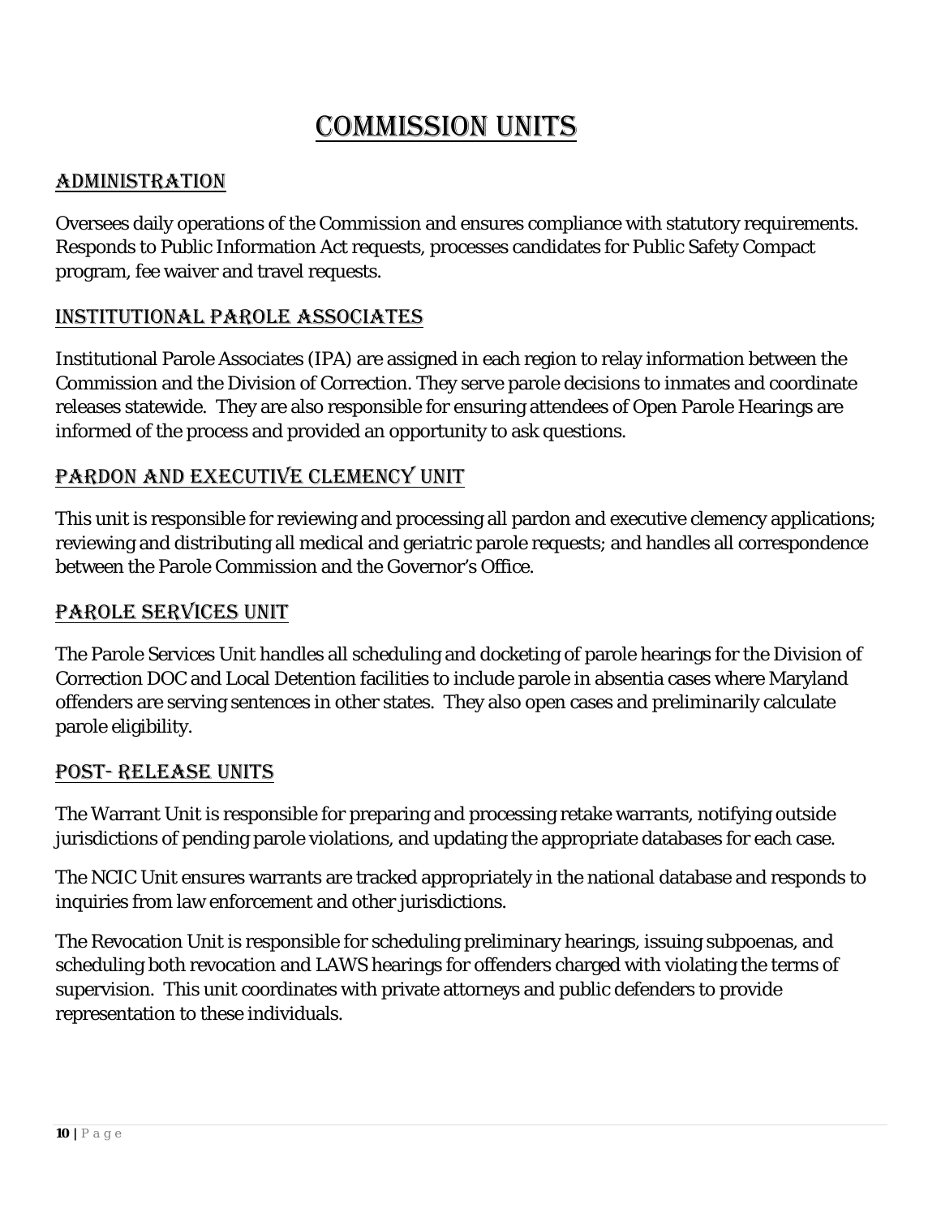# Commission Units

## Administration

Oversees daily operations of the Commission and ensures compliance with statutory requirements. Responds to Public Information Act requests, processes candidates for Public Safety Compact program, fee waiver and travel requests.

## Institutional Parole Associates

Institutional Parole Associates (IPA) are assigned in each region to relay information between the Commission and the Division of Correction. They serve parole decisions to inmates and coordinate releases statewide. They are also responsible for ensuring attendees of Open Parole Hearings are informed of the process and provided an opportunity to ask questions.

## Pardon and Executive Clemency Unit

This unit is responsible for reviewing and processing all pardon and executive clemency applications; reviewing and distributing all medical and geriatric parole requests; and handles all correspondence between the Parole Commission and the Governor's Office.

## Parole Services Unit

The Parole Services Unit handles all scheduling and docketing of parole hearings for the Division of Correction DOC and Local Detention facilities to include parole in absentia cases where Maryland offenders are serving sentences in other states. They also open cases and preliminarily calculate parole eligibility.

## Post- Release Units

The Warrant Unit is responsible for preparing and processing retake warrants, notifying outside jurisdictions of pending parole violations, and updating the appropriate databases for each case.

The NCIC Unit ensures warrants are tracked appropriately in the national database and responds to inquiries from law enforcement and other jurisdictions.

The Revocation Unit is responsible for scheduling preliminary hearings, issuing subpoenas, and scheduling both revocation and LAWS hearings for offenders charged with violating the terms of supervision. This unit coordinates with private attorneys and public defenders to provide representation to these individuals.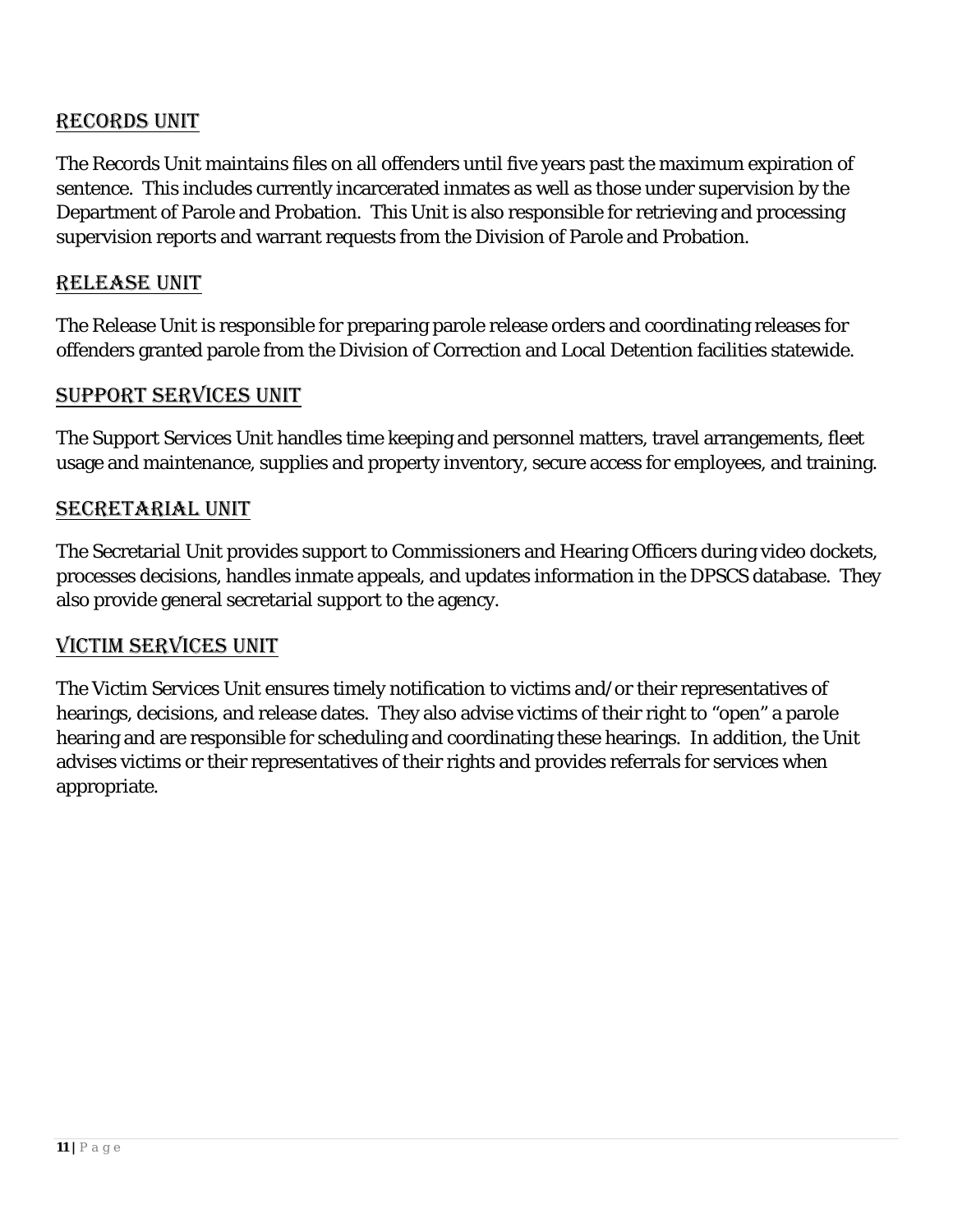## Records Unit

The Records Unit maintains files on all offenders until five years past the maximum expiration of sentence. This includes currently incarcerated inmates as well as those under supervision by the Department of Parole and Probation. This Unit is also responsible for retrieving and processing supervision reports and warrant requests from the Division of Parole and Probation.

## Release Unit

The Release Unit is responsible for preparing parole release orders and coordinating releases for offenders granted parole from the Division of Correction and Local Detention facilities statewide.

## Support Services Unit

The Support Services Unit handles time keeping and personnel matters, travel arrangements, fleet usage and maintenance, supplies and property inventory, secure access for employees, and training.

## Secretarial Unit

The Secretarial Unit provides support to Commissioners and Hearing Officers during video dockets, processes decisions, handles inmate appeals, and updates information in the DPSCS database. They also provide general secretarial support to the agency.

## Victim Services Unit

The Victim Services Unit ensures timely notification to victims and/or their representatives of hearings, decisions, and release dates. They also advise victims of their right to "open" a parole hearing and are responsible for scheduling and coordinating these hearings. In addition, the Unit advises victims or their representatives of their rights and provides referrals for services when appropriate.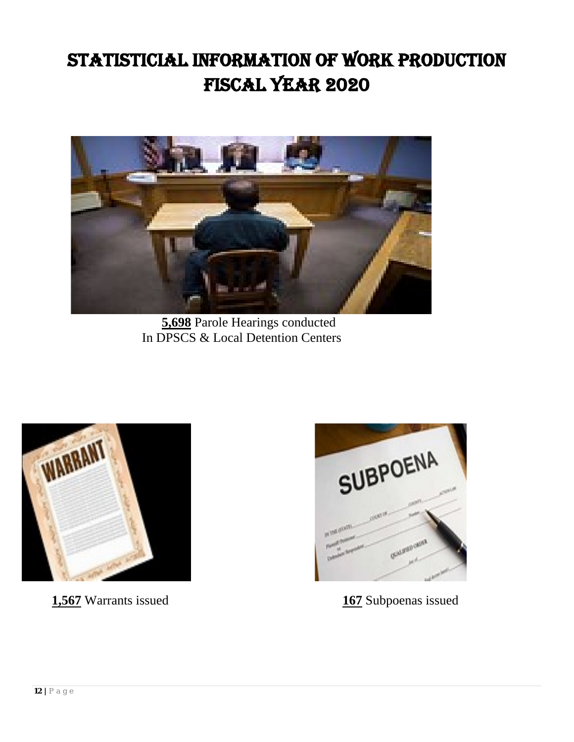# STATISTICIAL INFORMATION OF WORK PRODUCTION FISCAL YEAR 2020

**5,698** Parole Hearings conducted
In DPSCS & Local Detention Centers

**1,567** Warrants issued

**167** Subpoenas issued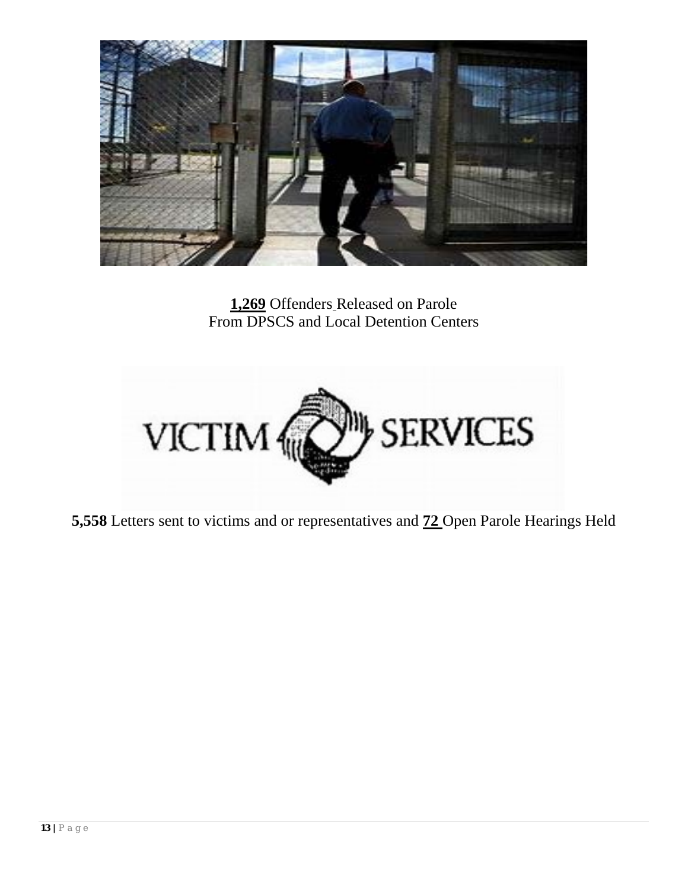**1,269** Offenders Released on Parole
From DPSCS and Local Detention Centers

VICTIM SERVICES

**5,558** Letters sent to victims and or representatives and **72** Open Parole Hearings Held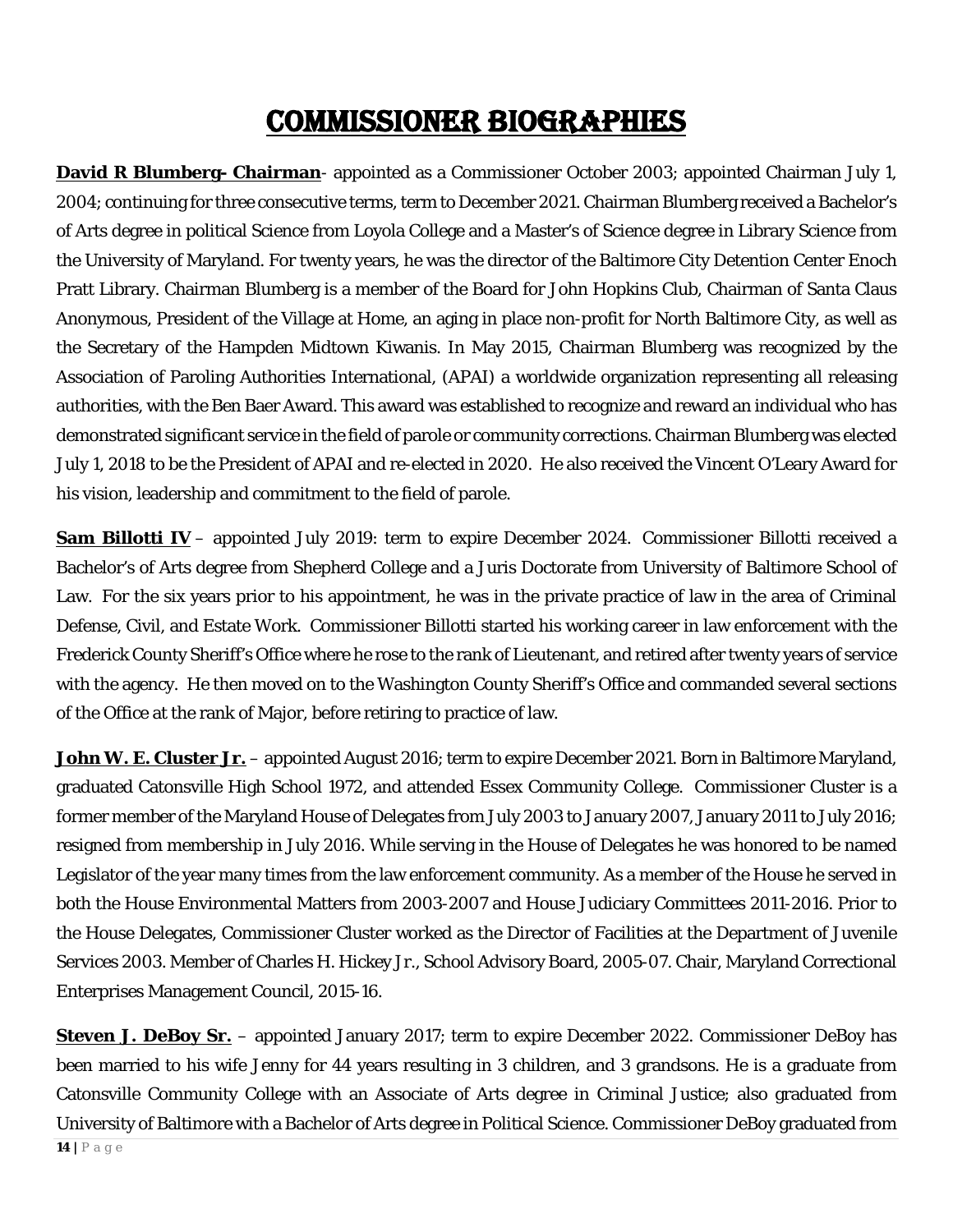# COMMISSIONER BIOGRAPHIES

**David R Blumberg- Chairman**- appointed as a Commissioner October 2003; appointed Chairman July 1, 2004; continuing for three consecutive terms, term to December 2021. Chairman Blumberg received a Bachelor's of Arts degree in political Science from Loyola College and a Master's of Science degree in Library Science from the University of Maryland. For twenty years, he was the director of the Baltimore City Detention Center Enoch Pratt Library. Chairman Blumberg is a member of the Board for John Hopkins Club, Chairman of Santa Claus Anonymous, President of the Village at Home, an aging in place non-profit for North Baltimore City, as well as the Secretary of the Hampden Midtown Kiwanis. In May 2015, Chairman Blumberg was recognized by the Association of Paroling Authorities International, (APAI) a worldwide organization representing all releasing authorities, with the Ben Baer Award. This award was established to recognize and reward an individual who has demonstrated significant service in the field of parole or community corrections. Chairman Blumberg was elected July 1, 2018 to be the President of APAI and re-elected in 2020. He also received the Vincent O'Leary Award for his vision, leadership and commitment to the field of parole.

**Sam Billotti IV** – appointed July 2019: term to expire December 2024. Commissioner Billotti received a Bachelor's of Arts degree from Shepherd College and a Juris Doctorate from University of Baltimore School of Law. For the six years prior to his appointment, he was in the private practice of law in the area of Criminal Defense, Civil, and Estate Work. Commissioner Billotti started his working career in law enforcement with the Frederick County Sheriff's Office where he rose to the rank of Lieutenant, and retired after twenty years of service with the agency. He then moved on to the Washington County Sheriff's Office and commanded several sections of the Office at the rank of Major, before retiring to practice of law.

**John W. E. Cluster Jr.** – appointed August 2016; term to expire December 2021. Born in Baltimore Maryland, graduated Catonsville High School 1972, and attended Essex Community College. Commissioner Cluster is a former member of the Maryland House of Delegates from July 2003 to January 2007, January 2011 to July 2016; resigned from membership in July 2016. While serving in the House of Delegates he was honored to be named Legislator of the year many times from the law enforcement community. As a member of the House he served in both the House Environmental Matters from 2003-2007 and House Judiciary Committees 2011-2016. Prior to the House Delegates, Commissioner Cluster worked as the Director of Facilities at the Department of Juvenile Services 2003. Member of Charles H. Hickey Jr., School Advisory Board, 2005-07. Chair, Maryland Correctional Enterprises Management Council, 2015-16.

**Steven J. DeBoy Sr.** – appointed January 2017; term to expire December 2022. Commissioner DeBoy has been married to his wife Jenny for 44 years resulting in 3 children, and 3 grandsons. He is a graduate from Catonsville Community College with an Associate of Arts degree in Criminal Justice; also graduated from University of Baltimore with a Bachelor of Arts degree in Political Science. Commissioner DeBoy graduated from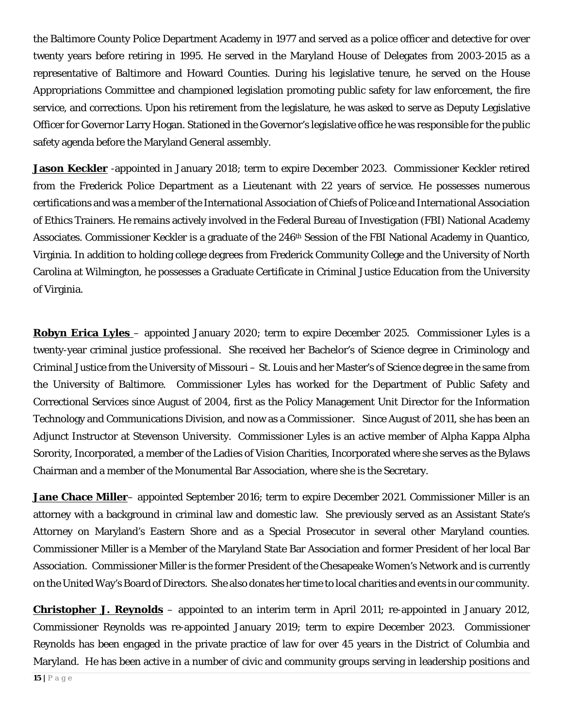the Baltimore County Police Department Academy in 1977 and served as a police officer and detective for over twenty years before retiring in 1995. He served in the Maryland House of Delegates from 2003-2015 as a representative of Baltimore and Howard Counties. During his legislative tenure, he served on the House Appropriations Committee and championed legislation promoting public safety for law enforcement, the fire service, and corrections. Upon his retirement from the legislature, he was asked to serve as Deputy Legislative Officer for Governor Larry Hogan. Stationed in the Governor's legislative office he was responsible for the public safety agenda before the Maryland General assembly.

**Jason Keckler** -appointed in January 2018; term to expire December 2023. Commissioner Keckler retired from the Frederick Police Department as a Lieutenant with 22 years of service. He possesses numerous certifications and was a member of the International Association of Chiefs of Police and International Association of Ethics Trainers. He remains actively involved in the Federal Bureau of Investigation (FBI) National Academy Associates. Commissioner Keckler is a graduate of the 246th Session of the FBI National Academy in Quantico, Virginia. In addition to holding college degrees from Frederick Community College and the University of North Carolina at Wilmington, he possesses a Graduate Certificate in Criminal Justice Education from the University of Virginia.

**Robyn Erica Lyles** – appointed January 2020; term to expire December 2025. Commissioner Lyles is a twenty-year criminal justice professional. She received her Bachelor's of Science degree in Criminology and Criminal Justice from the University of Missouri – St. Louis and her Master's of Science degree in the same from the University of Baltimore. Commissioner Lyles has worked for the Department of Public Safety and Correctional Services since August of 2004, first as the Policy Management Unit Director for the Information Technology and Communications Division, and now as a Commissioner. Since August of 2011, she has been an Adjunct Instructor at Stevenson University. Commissioner Lyles is an active member of Alpha Kappa Alpha Sorority, Incorporated, a member of the Ladies of Vision Charities, Incorporated where she serves as the Bylaws Chairman and a member of the Monumental Bar Association, where she is the Secretary.

**Jane Chace Miller**– appointed September 2016; term to expire December 2021. Commissioner Miller is an attorney with a background in criminal law and domestic law. She previously served as an Assistant State's Attorney on Maryland's Eastern Shore and as a Special Prosecutor in several other Maryland counties. Commissioner Miller is a Member of the Maryland State Bar Association and former President of her local Bar Association. Commissioner Miller is the former President of the Chesapeake Women's Network and is currently on the United Way's Board of Directors. She also donates her time to local charities and events in our community.

**Christopher J. Reynolds** – appointed to an interim term in April 2011; re-appointed in January 2012, Commissioner Reynolds was re-appointed January 2019; term to expire December 2023. Commissioner Reynolds has been engaged in the private practice of law for over 45 years in the District of Columbia and Maryland. He has been active in a number of civic and community groups serving in leadership positions and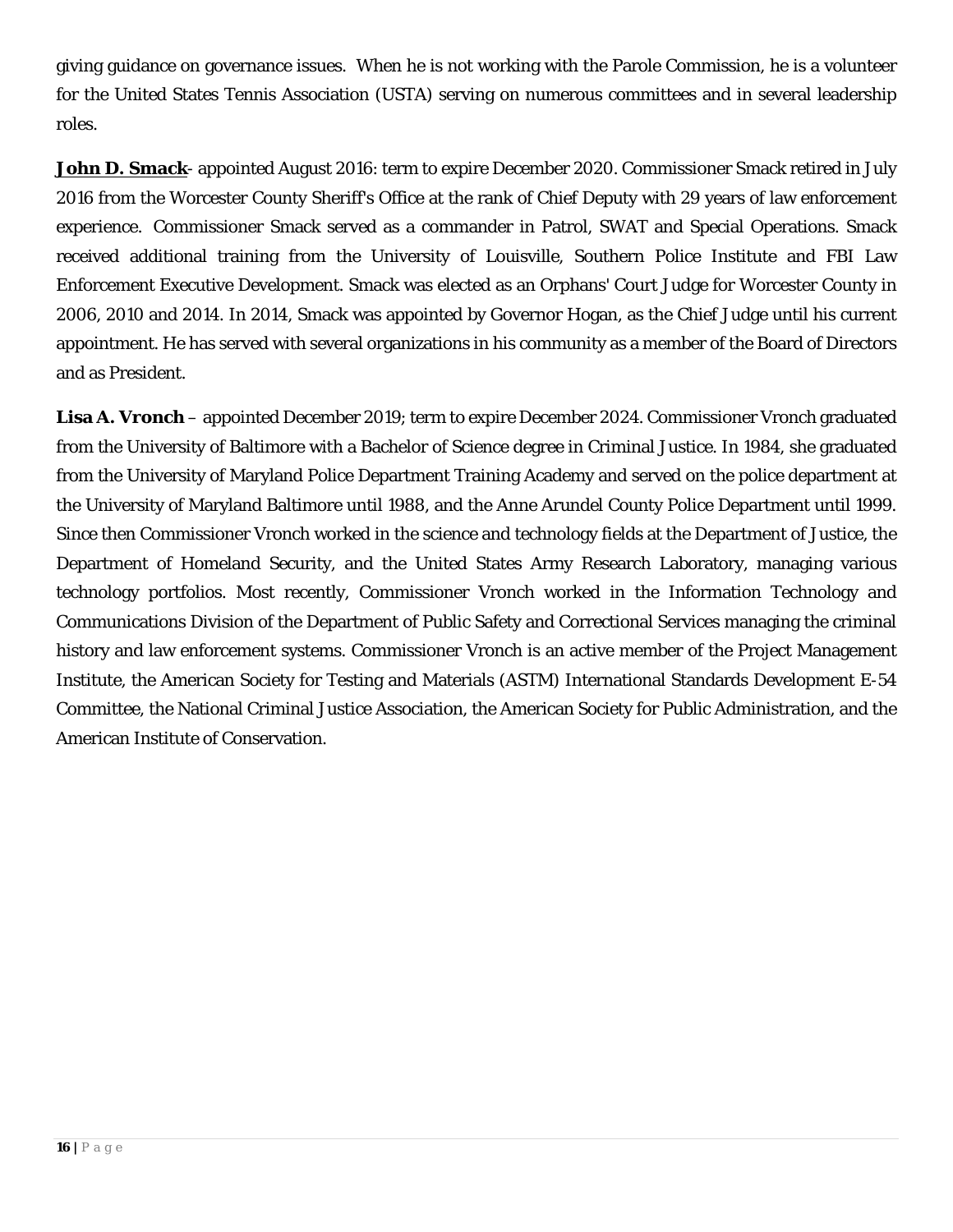giving guidance on governance issues. When he is not working with the Parole Commission, he is a volunteer for the United States Tennis Association (USTA) serving on numerous committees and in several leadership roles.

**John D. Smack**- appointed August 2016: term to expire December 2020. Commissioner Smack retired in July 2016 from the Worcester County Sheriff's Office at the rank of Chief Deputy with 29 years of law enforcement experience. Commissioner Smack served as a commander in Patrol, SWAT and Special Operations. Smack received additional training from the University of Louisville, Southern Police Institute and FBI Law Enforcement Executive Development. Smack was elected as an Orphans' Court Judge for Worcester County in 2006, 2010 and 2014. In 2014, Smack was appointed by Governor Hogan, as the Chief Judge until his current appointment. He has served with several organizations in his community as a member of the Board of Directors and as President.

**Lisa A. Vronch** – appointed December 2019; term to expire December 2024. Commissioner Vronch graduated from the University of Baltimore with a Bachelor of Science degree in Criminal Justice. In 1984, she graduated from the University of Maryland Police Department Training Academy and served on the police department at the University of Maryland Baltimore until 1988, and the Anne Arundel County Police Department until 1999. Since then Commissioner Vronch worked in the science and technology fields at the Department of Justice, the Department of Homeland Security, and the United States Army Research Laboratory, managing various technology portfolios. Most recently, Commissioner Vronch worked in the Information Technology and Communications Division of the Department of Public Safety and Correctional Services managing the criminal history and law enforcement systems. Commissioner Vronch is an active member of the Project Management Institute, the American Society for Testing and Materials (ASTM) International Standards Development E-54 Committee, the National Criminal Justice Association, the American Society for Public Administration, and the American Institute of Conservation.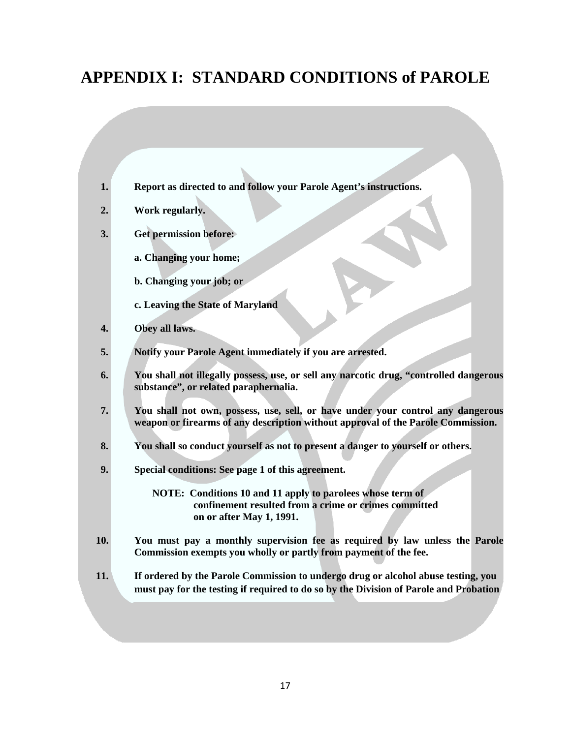# APPENDIX I: STANDARD CONDITIONS of PAROLE

1. **Report as directed to and follow your Parole Agent's instructions.**

2. **Work regularly.**

3. **Get permission before:**

   **a. Changing your home;**

   **b. Changing your job; or**

   **c. Leaving the State of Maryland**

4. **Obey all laws.**

5. **Notify your Parole Agent immediately if you are arrested.**

6. **You shall not illegally possess, use, or sell any narcotic drug, "controlled dangerous substance", or related paraphernalia.**

7. **You shall not own, possess, use, sell, or have under your control any dangerous weapon or firearms of any description without approval of the Parole Commission.**

8. **You shall so conduct yourself as not to present a danger to yourself or others.**

9. **Special conditions: See page 1 of this agreement.**

   **NOTE: Conditions 10 and 11 apply to parolees whose term of confinement resulted from a crime or crimes committed on or after May 1, 1991.**

10. **You must pay a monthly supervision fee as required by law unless the Parole Commission exempts you wholly or partly from payment of the fee.**

11. **If ordered by the Parole Commission to undergo drug or alcohol abuse testing, you must pay for the testing if required to do so by the Division of Parole and Probation**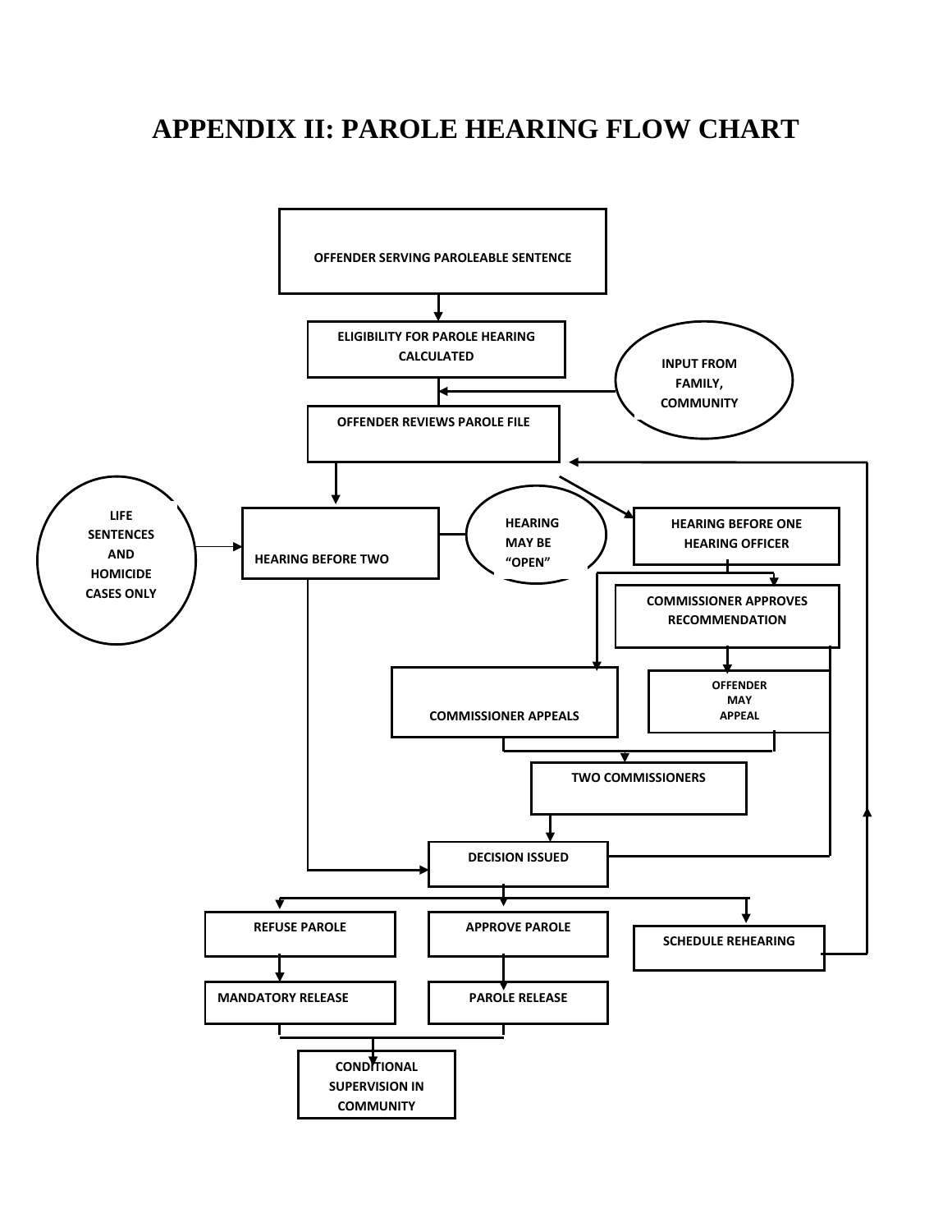# APPENDIX II: PAROLE HEARING FLOW CHART

OFFENDER SERVING PAROLEABLE SENTENCE

ELIGIBILITY FOR PAROLE HEARING CALCULATED

INPUT FROM FAMILY, COMMUNITY

OFFENDER REVIEWS PAROLE FILE

LIFE SENTENCES AND HOMICIDE CASES ONLY

HEARING BEFORE TWO

HEARING MAY BE "OPEN"

HEARING BEFORE ONE HEARING OFFICER

COMMISSIONER APPROVES RECOMMENDATION

COMMISSIONER APPEALS

OFFENDER MAY APPEAL

TWO COMMISSIONERS

DECISION ISSUED

REFUSE PAROLE

APPROVE PAROLE

SCHEDULE REHEARING

MANDATORY RELEASE

PAROLE RELEASE

CONDITIONAL SUPERVISION IN COMMUNITY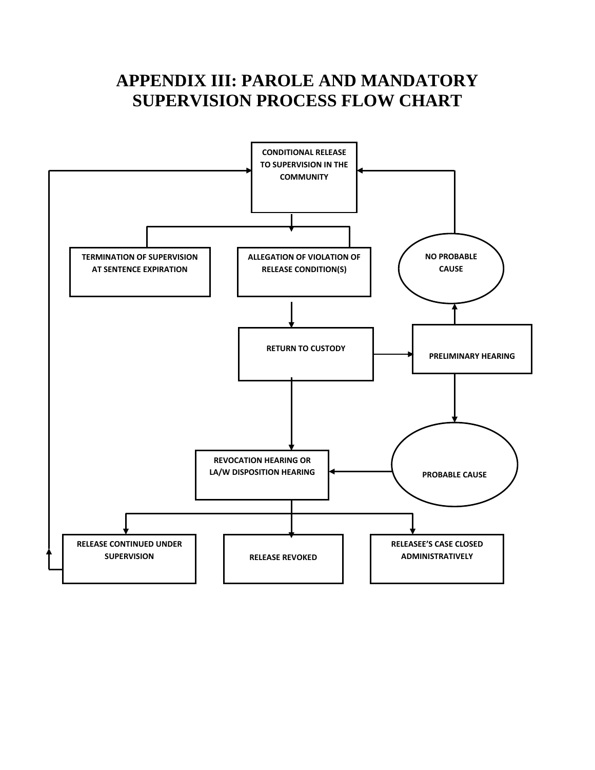# APPENDIX III: PAROLE AND MANDATORY SUPERVISION PROCESS FLOW CHART

CONDITIONAL RELEASE TO SUPERVISION IN THE COMMUNITY

TERMINATION OF SUPERVISION AT SENTENCE EXPIRATION

ALLEGATION OF VIOLATION OF RELEASE CONDITION(S)

NO PROBABLE CAUSE

RETURN TO CUSTODY

PRELIMINARY HEARING

REVOCATION HEARING OR LA/W DISPOSITION HEARING

PROBABLE CAUSE

RELEASE CONTINUED UNDER SUPERVISION

RELEASE REVOKED

RELEASEE'S CASE CLOSED ADMINISTRATIVELY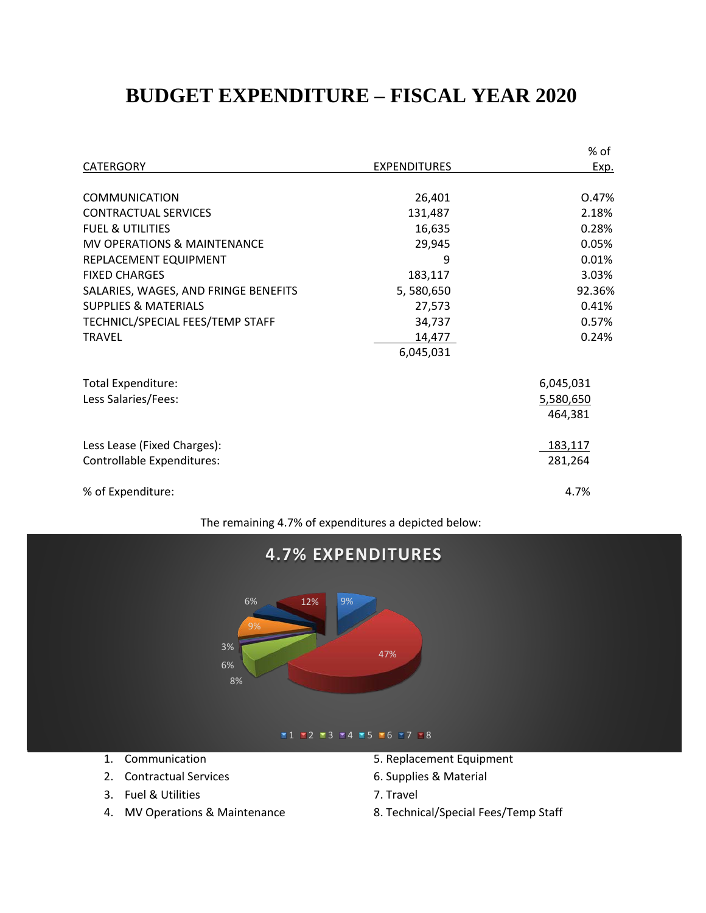# BUDGET EXPENDITURE – FISCAL YEAR 2020

| CATERGORY | EXPENDITURES | % of Exp. |
|---|---|---|
| COMMUNICATION | 26,401 | 0.47% |
| CONTRACTUAL SERVICES | 131,487 | 2.18% |
| FUEL & UTILITIES | 16,635 | 0.28% |
| MV OPERATIONS & MAINTENANCE | 29,945 | 0.05% |
| REPLACEMENT EQUIPMENT | 9 | 0.01% |
| FIXED CHARGES | 183,117 | 3.03% |
| SALARIES, WAGES, AND FRINGE BENEFITS | 5, 580,650 | 92.36% |
| SUPPLIES & MATERIALS | 27,573 | 0.41% |
| TECHNICL/SPECIAL FEES/TEMP STAFF | 34,737 | 0.57% |
| TRAVEL | 14,477 | 0.24% |
| | 6,045,031 | |

| | |
|---|---|
| Total Expenditure: | 6,045,031 |
| Less Salaries/Fees: | 5,580,650 |
| | 464,381 |
| Less Lease (Fixed Charges): | 183,117 |
| Controllable Expenditures: | 281,264 |
| % of Expenditure: | 4.7% |

The remaining 4.7% of expenditures a depicted below:

4.7% EXPENDITURES

6%
12%
9%
9%
3%
47%
6%
8%

1 2 3 4 5 6 7 8

1. Communication
2. Contractual Services
3. Fuel & Utilities
4. MV Operations & Maintenance
5. Replacement Equipment
6. Supplies & Material
7. Travel
8. Technical/Special Fees/Temp Staff